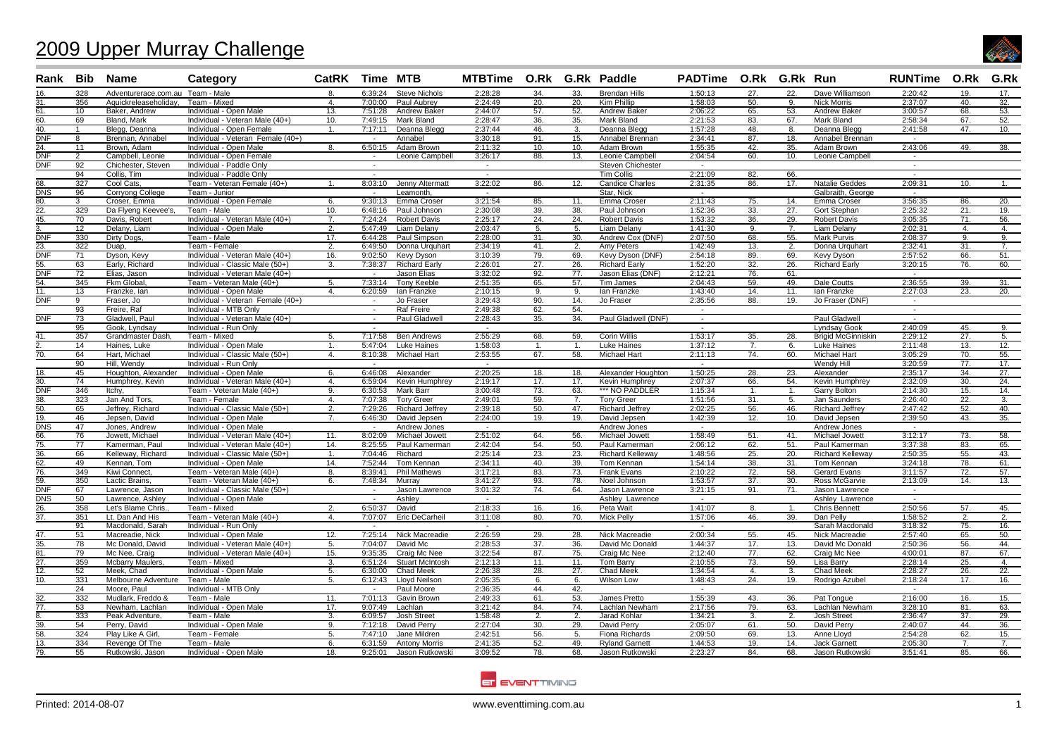# 2009 Upper Murray Challenge

| Rank | Bib | Name | Category | CatRK | Time | MTB | MTBTime | O.Rk | G.Rk | Paddle | PADTime | O.Rk | G.Rk | Run | RUNTime | O.Rk | G.Rk |
|---|---|---|---|---|---|---|---|---|---|---|---|---|---|---|---|---|---|
| 16. | 328 | Adventurerace.com.au | Team - Male | 8. | 6:39:24 | Steve Nichols | 2:28:28 | 34. | 33. | Brendan Hills | 1:50:13 | 27. | 22. | Dave Williamson | 2:20:42 | 19. | 17. |
| 31. | 356 | Aquickreleaseholiday, | Team - Mixed | 4. | 7:00:00 | Paul Aubrey | 2:24:49 | 20. | 20. | Kim Phillip | 1:58:03 | 50. | 9. | Nick Morris | 2:37:07 | 40. | 32. |
| 61. | 10 | Baker, Andrew | Individual - Open Male | 13. | 7:51:28 | Andrew Baker | 2:44:07 | 57. | 52. | Andrew Baker | 2:06:22 | 65. | 53. | Andrew Baker | 3:00:57 | 68. | 53. |
| 60. | 69 | Bland, Mark | Individual - Veteran Male (40+) | 10. | 7:49:15 | Mark Bland | 2:28:47 | 36. | 35. | Mark Bland | 2:21:53 | 83. | 67. | Mark Bland | 2:58:34 | 67. | 52. |
| 40. | 1 | Blegg, Deanna | Individual - Open Female | 1. | 7:17:11 | Deanna Blegg | 2:37:44 | 46. | 3. | Deanna Blegg | 1:57:28 | 48. | 8. | Deanna Blegg | 2:41:58 | 47. | 10. |
| DNF | 8 | Brennan, Annabel | Individual - Veteran Female (40+) | | - | Annabel | 3:30:18 | 91. | 15. | Annabel Brennan | 2:34:41 | 87. | 18. | Annabel Brennan | - | | |
| 24. | 11 | Brown, Adam | Individual - Open Male | 8. | 6:50:15 | Adam Brown | 2:11:32 | 10. | 10. | Adam Brown | 1:55:35 | 42. | 35. | Adam Brown | 2:43:06 | 49. | 38. |
| DNF | 2 | Campbell, Leonie | Individual - Open Female | | - | Leonie Campbell | 3:26:17 | 88. | 13. | Leonie Campbell | 2:04:54 | 60. | 10. | Leonie Campbell | - | | |
| DNF | 92 | Chichester, Steven | Individual - Paddle Only | | - | | - | | | Steven Chichester | - | | | | - | | |
| | 94 | Collis, Tim | Individual - Paddle Only | | - | | - | | | Tim Collis | 2:21:09 | 82. | 66. | | - | | |
| 68. | 327 | Cool Cats, | Team - Veteran Female (40+) | 1. | 8:03:10 | Jenny Altermatt | 3:22:02 | 86. | 12. | Candice Charles | 2:31:35 | 86. | 17. | Natalie Geddes | 2:09:31 | 10. | 1. |
| DNS | 96 | Corryong College | Team - Junior | | - | Leamonth, | - | | | Star, Nick | - | | | Galbraith, George | - | | |
| 80. | 3 | Croser, Emma | Individual - Open Female | 6. | 9:30:13 | Emma Croser | 3:21:54 | 85. | 11. | Emma Croser | 2:11:43 | 75. | 14. | Emma Croser | 3:56:35 | 86. | 20. |
| 22. | 329 | Da Flyeng Keevee's, | Team - Male | 10. | 6:48:16 | Paul Johnson | 2:30:08 | 39. | 38. | Paul Johnson | 1:52:36 | 33. | 27. | Gort Stephan | 2:25:32 | 21. | 19. |
| 45. | 70 | Davis, Robert | Individual - Veteran Male (40+) | 7. | 7:24:24 | Robert Davis | 2:25:17 | 24. | 24. | Robert Davis | 1:53:32 | 36. | 29. | Robert Davis | 3:05:35 | 71. | 56. |
| 3. | 12 | Delany, Liam | Individual - Open Male | 2. | 5:47:49 | Liam Delany | 2:03:47 | 5. | 5. | Liam Delany | 1:41:30 | 9. | 7. | Liam Delany | 2:02:31 | 4. | 4. |
| DNF | 330 | Dirty Dogs, | Team - Male | 17. | 6:44:28 | Paul Simpson | 2:28:00 | 31. | 30. | Andrew Cox (DNF) | 2:07:50 | 68. | 55. | Mark Purvis | 2:08:37 | 9. | 9. |
| 23. | 322 | Duap, | Team - Female | 2. | 6:49:50 | Donna Urquhart | 2:34:19 | 41. | 2. | Amy Peters | 1:42:49 | 13. | 2. | Donna Urquhart | 2:32:41 | 31. | 7. |
| DNF | 71 | Dyson, Kevy | Individual - Veteran Male (40+) | 16. | 9:02:50 | Kevy Dyson | 3:10:39 | 79. | 69. | Kevy Dyson (DNF) | 2:54:18 | 89. | 69. | Kevy Dyson | 2:57:52 | 66. | 51. |
| 55. | 63 | Early, Richard | Individual - Classic Male (50+) | 3. | 7:38:37 | Richard Early | 2:26:01 | 27. | 26. | Richard Early | 1:52:20 | 32. | 26. | Richard Early | 3:20:15 | 76. | 60. |
| DNF | 72 | Elias, Jason | Individual - Veteran Male (40+) | | - | Jason Elias | 3:32:02 | 92. | 77. | Jason Elias (DNF) | 2:12:21 | 76. | 61. | | - | | |
| 54. | 345 | Fkm Global, | Team - Veteran Male (40+) | 5. | 7:33:14 | Tony Keeble | 2:51:35 | 65. | 57. | Tim James | 2:04:43 | 59. | 49. | Dale Coutts | 2:36:55 | 39. | 31. |
| 11. | 13 | Franzke, Ian | Individual - Open Male | 4. | 6:20:59 | Ian Franzke | 2:10:15 | 9. | 9. | Ian Franzke | 1:43:40 | 14. | 11. | Ian Franzke | 2:27:03 | 23. | 20. |
| DNF | 9 | Fraser, Jo | Individual - Veteran Female (40+) | | - | Jo Fraser | 3:29:43 | 90. | 14. | Jo Fraser | 2:35:56 | 88. | 19. | Jo Fraser (DNF) | - | | |
| | 93 | Freire, Raf | Individual - MTB Only | | - | Raf Freire | 2:49:38 | 62. | 54. | | - | | | | - | | |
| DNF | 73 | Gladwell, Paul | Individual - Veteran Male (40+) | | - | Paul Gladwell | 2:28:43 | 35. | 34. | Paul Gladwell (DNF) | - | | | Paul Gladwell | - | | |
| | 95 | Gook, Lyndsay | Individual - Run Only | | - | | - | | | | - | | | Lyndsay Gook | 2:40:09 | 45. | 9. |
| 41. | 357 | Grandmaster Dash, | Team - Mixed | 5. | 7:17:58 | Ben Andrews | 2:55:29 | 68. | 59. | Corin Willis | 1:53:17 | 35. | 28. | Brigid McGinniskin | 2:29:12 | 27. | 5. |
| 2. | 14 | Haines, Luke | Individual - Open Male | 1. | 5:47:04 | Luke Haines | 1:58:03 | 1. | 1. | Luke Haines | 1:37:12 | 7. | 6. | Luke Haines | 2:11:48 | 13. | 12. |
| 70. | 64 | Hart, Michael | Individual - Classic Male (50+) | 4. | 8:10:38 | Michael Hart | 2:53:55 | 67. | 58. | Michael Hart | 2:11:13 | 74. | 60. | Michael Hart | 3:05:29 | 70. | 55. |
| | 90 | Hill, Wendy | Individual - Run Only | | - | | - | | | | - | | | Wendy Hill | 3:20:59 | 77. | 17. |
| 18. | 45 | Houghton, Alexander | Individual - Open Male | 6. | 6:46:08 | Alexander | 2:20:25 | 18. | 18. | Alexander Houghton | 1:50:25 | 28. | 23. | Alexander | 2:35:17 | 34. | 27. |
| 30. | 74 | Humphrey, Kevin | Individual - Veteran Male (40+) | 4. | 6:59:04 | Kevin Humphrey | 2:19:17 | 17. | 17. | Kevin Humphrey | 2:07:37 | 66. | 54. | Kevin Humphrey | 2:32:09 | 30. | 24. |
| DNF | 346 | Itchy, | Team - Veteran Male (40+) | 9. | 6:30:53 | Mark Barr | 3:00:48 | 73. | 63. | *** NO PADDLER | 1:15:34 | 1. | 1. | Garry Bolton | 2:14:30 | 15. | 14. |
| 38. | 323 | Jan And Tors, | Team - Female | 4. | 7:07:38 | Tory Greer | 2:49:01 | 59. | 7. | Tory Greer | 1:51:56 | 31. | 5. | Jan Saunders | 2:26:40 | 22. | 3. |
| 50. | 65 | Jeffrey, Richard | Individual - Classic Male (50+) | 2. | 7:29:26 | Richard Jeffrey | 2:39:18 | 50. | 47. | Richard Jeffrey | 2:02:25 | 56. | 46. | Richard Jeffrey | 2:47:42 | 52. | 40. |
| 19. | 46 | Jepsen, David | Individual - Open Male | 7. | 6:46:30 | David Jepsen | 2:24:00 | 19. | 19. | David Jepsen | 1:42:39 | 12. | 10. | David Jepsen | 2:39:50 | 43. | 35. |
| DNS | 47 | Jones, Andrew | Individual - Open Male | | - | Andrew Jones | - | | | Andrew Jones | - | | | Andrew Jones | - | | |
| 66. | 76 | Jowett, Michael | Individual - Veteran Male (40+) | 11. | 8:02:09 | Michael Jowett | 2:51:02 | 64. | 56. | Michael Jowett | 1:58:49 | 51. | 41. | Michael Jowett | 3:12:17 | 73. | 58. |
| 75. | 77 | Kamerman, Paul | Individual - Veteran Male (40+) | 14. | 8:25:55 | Paul Kamerman | 2:42:04 | 54. | 50. | Paul Kamerman | 2:06:12 | 62. | 51. | Paul Kamerman | 3:37:38 | 83. | 65. |
| 36. | 66 | Kelleway, Richard | Individual - Classic Male (50+) | 1. | 7:04:46 | Richard | 2:25:14 | 23. | 23. | Richard Kelleway | 1:48:56 | 25. | 20. | Richard Kelleway | 2:50:35 | 55. | 43. |
| 62. | 49 | Kennan, Tom | Individual - Open Male | 14. | 7:52:44 | Tom Kennan | 2:34:11 | 40. | 39. | Tom Kennan | 1:54:14 | 38. | 31. | Tom Kennan | 3:24:18 | 78. | 61. |
| 76. | 349 | Kiwi Connect, | Team - Veteran Male (40+) | 8. | 8:39:41 | Phil Mathews | 3:17:21 | 83. | 73. | Frank Evans | 2:10:22 | 72. | 58. | Gerard Evans | 3:11:57 | 72. | 57. |
| 59. | 350 | Lactic Brains, | Team - Veteran Male (40+) | 6. | 7:48:34 | Murray | 3:41:27 | 93. | 78. | Noel Johnson | 1:53:57 | 37. | 30. | Ross McGarvie | 2:13:09 | 14. | 13. |
| DNF | 67 | Lawrence, Jason | Individual - Classic Male (50+) | | - | Jason Lawrence | 3:01:32 | 74. | 64. | Jason Lawrence | 3:21:15 | 91. | 71. | Jason Lawrence | - | | |
| DNS | 50 | Lawrence, Ashley | Individual - Open Male | | - | Ashley | - | | | Ashley Lawrence | - | | | Ashley Lawrence | - | | |
| 26. | 358 | Let's Blame Chris., | Team - Mixed | 2. | 6:50:37 | David | 2:18:33 | 16. | 16. | Peta Wait | 1:41:07 | 8. | 1. | Chris Bennett | 2:50:56 | 57. | 45. |
| 37. | 351 | Lt. Dan And His | Team - Veteran Male (40+) | 4. | 7:07:07 | Eric DeCarheil | 3:11:08 | 80. | 70. | Mick Pelly | 1:57:06 | 46. | 39. | Dan Pelly | 1:58:52 | 2. | 2. |
| | 91 | Macdonald, Sarah | Individual - Run Only | | - | | - | | | | - | | | Sarah Macdonald | 3:18:32 | 75. | 16. |
| 47. | 51 | Macreadie, Nick | Individual - Open Male | 12. | 7:25:14 | Nick Macreadie | 2:26:59 | 29. | 28. | Nick Macreadie | 2:00:34 | 55. | 45. | Nick Macreadie | 2:57:40 | 65. | 50. |
| 35. | 78 | Mc Donald, David | Individual - Veteran Male (40+) | 5. | 7:04:07 | David Mc | 2:28:53 | 37. | 36. | David Mc Donald | 1:44:37 | 17. | 13. | David Mc Donald | 2:50:36 | 56. | 44. |
| 81. | 79 | Mc Nee, Craig | Individual - Veteran Male (40+) | 15. | 9:35:35 | Craig Mc Nee | 3:22:54 | 87. | 75. | Craig Mc Nee | 2:12:40 | 77. | 62. | Craig Mc Nee | 4:00:01 | 87. | 67. |
| 27. | 359 | Mcbarry Maulers, | Team - Mixed | 3. | 6:51:24 | Stuart McIntosh | 2:12:13 | 11. | 11. | Tom Barry | 2:10:55 | 73. | 59. | Lisa Barry | 2:28:14 | 25. | 4. |
| 12. | 52 | Meek, Chad | Individual - Open Male | 5. | 6:30:00 | Chad Meek | 2:26:38 | 28. | 27. | Chad Meek | 1:34:54 | 4. | 3. | Chad Meek | 2:28:27 | 26. | 22. |
| 10. | 331 | Melbourne Adventure | Team - Male | 5. | 6:12:43 | Lloyd Neilson | 2:05:35 | 6. | 6. | Wilson Low | 1:48:43 | 24. | 19. | Rodrigo Azubel | 2:18:24 | 17. | 16. |
| | 24 | Moore, Paul | Individual - MTB Only | | - | Paul Moore | 2:36:35 | 44. | 42. | | - | | | | - | | |
| 32. | 332 | Mudlark, Freddo & | Team - Male | 11. | 7:01:13 | Gavin Brown | 2:49:33 | 61. | 53. | James Pretto | 1:55:39 | 43. | 36. | Pat Tongue | 2:16:00 | 16. | 15. |
| 77. | 53 | Newham, Lachlan | Individual - Open Male | 17. | 9:07:49 | Lachlan | 3:21:42 | 84. | 74. | Lachlan Newham | 2:17:56 | 79. | 63. | Lachlan Newham | 3:28:10 | 81. | 63. |
| 8. | 333 | Peak Adventure, | Team - Male | 3. | 6:09:57 | Josh Street | 1:58:48 | 2. | 2. | Jarad Kohlar | 1:34:21 | 3. | 2. | Josh Street | 2:36:47 | 37. | 29. |
| 39. | 54 | Perry, David | Individual - Open Male | 9. | 7:12:18 | David Perry | 2:27:04 | 30. | 29. | David Perry | 2:05:07 | 61. | 50. | David Perry | 2:40:07 | 44. | 36. |
| 58. | 324 | Play Like A Girl, | Team - Female | 5. | 7:47:10 | Jane Mildren | 2:42:51 | 56. | 5. | Fiona Richards | 2:09:50 | 69. | 13. | Anne Lloyd | 2:54:28 | 62. | 15. |
| 13. | 334 | Revenge Of The | Team - Male | 6. | 6:31:59 | Antony Morris | 2:41:35 | 52. | 49. | Ryland Garnett | 1:44:53 | 19. | 14. | Jack Garnett | 2:05:30 | 7. | 7. |
| 79. | 55 | Rutkowski, Jason | Individual - Open Male | 18. | 9:25:01 | Jason Rutkowski | 3:09:52 | 78. | 68. | Jason Rutkowski | 2:23:27 | 84. | 68. | Jason Rutkowski | 3:51:41 | 85. | 66. |

Printed: 2014-08-07 www.eventtiming.com.au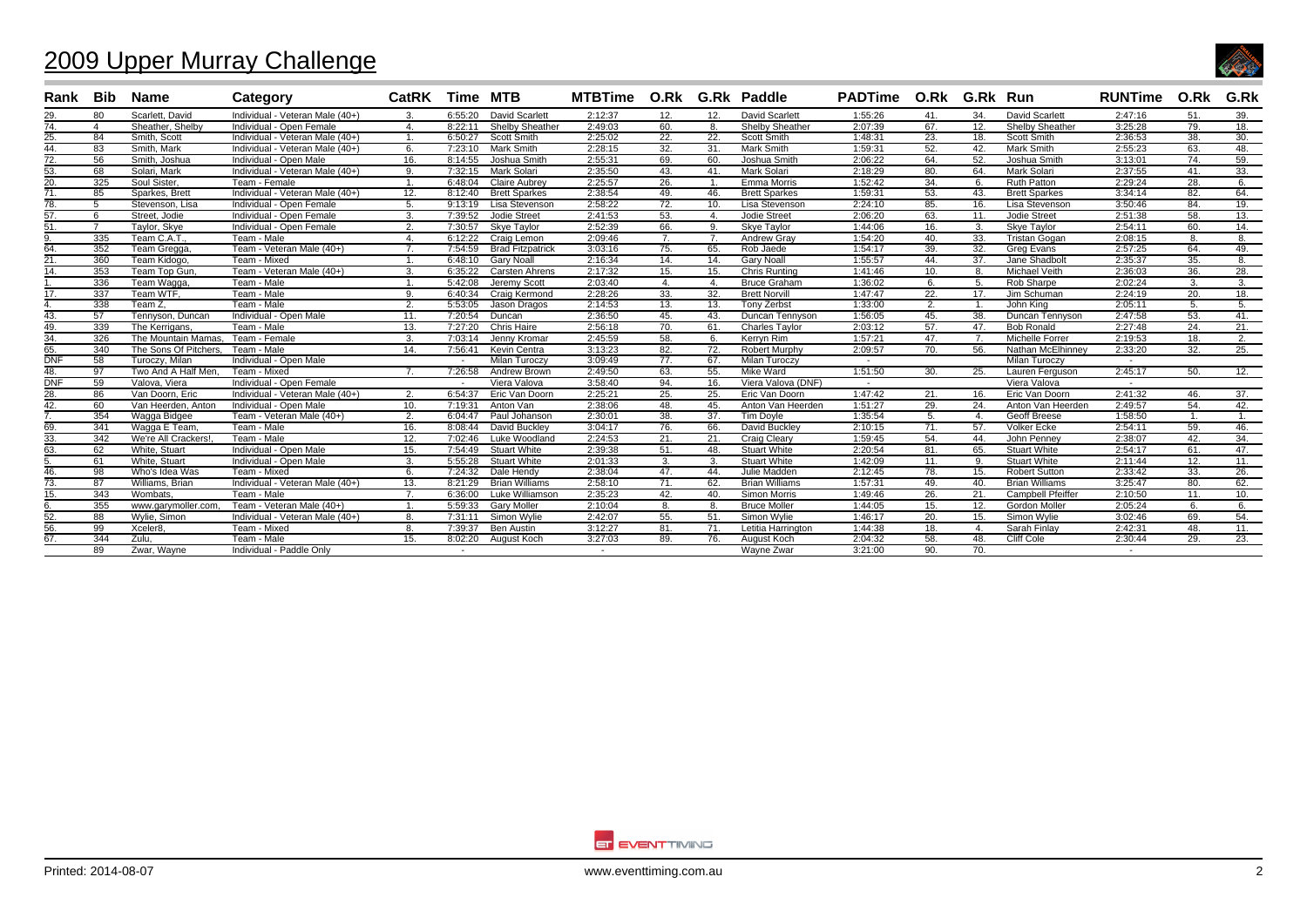# 2009 Upper Murray Challenge

| Rank | Bib | Name | Category | CatRK | Time | MTB | MTBTime | O.Rk | G.Rk | Paddle | PADTime | O.Rk | G.Rk | Run | RUNTime | O.Rk | G.Rk |
|---|---|---|---|---|---|---|---|---|---|---|---|---|---|---|---|---|---|
| 29. | 80 | Scarlett, David | Individual - Veteran Male (40+) | 3. | 6:55:20 | David Scarlett | 2:12:37 | 12. | 12. | David Scarlett | 1:55:26 | 41. | 34. | David Scarlett | 2:47:16 | 51. | 39. |
| 74. | 4 | Sheather, Shelby | Individual - Open Female | 4. | 8:22:11 | Shelby Sheather | 2:49:03 | 60. | 8. | Shelby Sheather | 2:07:39 | 67. | 12. | Shelby Sheather | 3:25:28 | 79. | 18. |
| 25. | 84 | Smith, Scott | Individual - Veteran Male (40+) | 1. | 6:50:27 | Scott Smith | 2:25:02 | 22. | 22. | Scott Smith | 1:48:31 | 23. | 18. | Scott Smith | 2:36:53 | 38. | 30. |
| 44. | 83 | Smith, Mark | Individual - Veteran Male (40+) | 6. | 7:23:10 | Mark Smith | 2:28:15 | 32. | 31. | Mark Smith | 1:59:31 | 52. | 42. | Mark Smith | 2:55:23 | 63. | 48. |
| 72. | 56 | Smith, Joshua | Individual - Open Male | 16. | 8:14:55 | Joshua Smith | 2:55:31 | 69. | 60. | Joshua Smith | 2:06:22 | 64. | 52. | Joshua Smith | 3:13:01 | 74. | 59. |
| 53. | 68 | Solari, Mark | Individual - Veteran Male (40+) | 9. | 7:32:15 | Mark Solari | 2:35:50 | 43. | 41. | Mark Solari | 2:18:29 | 80. | 64. | Mark Solari | 2:37:55 | 41. | 33. |
| 20. | 325 | Soul Sister, | Team - Female | 1. | 6:48:04 | Claire Aubrey | 2:25:57 | 26. | 1. | Emma Morris | 1:52:42 | 34. | 6. | Ruth Patton | 2:29:24 | 28. | 6. |
| 71. | 85 | Sparkes, Brett | Individual - Veteran Male (40+) | 12. | 8:12:40 | Brett Sparkes | 2:38:54 | 49. | 46. | Brett Sparkes | 1:59:31 | 53. | 43. | Brett Sparkes | 3:34:14 | 82. | 64. |
| 78. | 5 | Stevenson, Lisa | Individual - Open Female | 5. | 9:13:19 | Lisa Stevenson | 2:58:22 | 72. | 10. | Lisa Stevenson | 2:24:10 | 85. | 16. | Lisa Stevenson | 3:50:46 | 84. | 19. |
| 57. | 6 | Street, Jodie | Individual - Open Female | 3. | 7:39:52 | Jodie Street | 2:41:53 | 53. | 4. | Jodie Street | 2:06:20 | 63. | 11. | Jodie Street | 2:51:38 | 58. | 13. |
| 51. | 7 | Taylor, Skye | Individual - Open Female | 2. | 7:30:57 | Skye Taylor | 2:52:39 | 66. | 9. | Skye Taylor | 1:44:06 | 16. | 3. | Skye Taylor | 2:54:11 | 60. | 14. |
| 9. | 335 | Team C.A.T., | Team - Male | 4. | 6:12:22 | Craig Lemon | 2:09:46 | 7. | 7. | Andrew Gray | 1:54:20 | 40. | 33. | Tristan Gogan | 2:08:15 | 8. | 8. |
| 64. | 352 | Team Gregga, | Team - Veteran Male (40+) | 7. | 7:54:59 | Brad Fitzpatrick | 3:03:16 | 75. | 65. | Rob Jaede | 1:54:17 | 39. | 32. | Greg Evans | 2:57:25 | 64. | 49. |
| 21. | 360 | Team Kidogo, | Team - Mixed | 1. | 6:48:10 | Gary Noall | 2:16:34 | 14. | 14. | Gary Noall | 1:55:57 | 44. | 37. | Jane Shadbolt | 2:35:37 | 35. | 8. |
| 14. | 353 | Team Top Gun, | Team - Veteran Male (40+) | 3. | 6:35:22 | Carsten Ahrens | 2:17:32 | 15. | 15. | Chris Runting | 1:41:46 | 10. | 8. | Michael Veith | 2:36:03 | 36. | 28. |
| 1. | 336 | Team Wagga, | Team - Male | 1. | 5:42:08 | Jeremy Scott | 2:03:40 | 4. | 4. | Bruce Graham | 1:36:02 | 6. | 5. | Rob Sharpe | 2:02:24 | 3. | 3. |
| 17. | 337 | Team WTF, | Team - Male | 9. | 6:40:34 | Craig Kermond | 2:28:26 | 33. | 32. | Brett Norvill | 1:47:47 | 22. | 17. | Jim Schuman | 2:24:19 | 20. | 18. |
| 4. | 338 | Team Z, | Team - Male | 2. | 5:53:05 | Jason Dragos | 2:14:53 | 13. | 13. | Tony Zerbst | 1:33:00 | 2. | 1. | John King | 2:05:11 | 5. | 5. |
| 43. | 57 | Tennyson, Duncan | Individual - Open Male | 11. | 7:20:54 | Duncan | 2:36:50 | 45. | 43. | Duncan Tennyson | 1:56:05 | 45. | 38. | Duncan Tennyson | 2:47:58 | 53. | 41. |
| 49. | 339 | The Kerrigans, | Team - Male | 13. | 7:27:20 | Chris Haire | 2:56:18 | 70. | 61. | Charles Taylor | 2:03:12 | 57. | 47. | Bob Ronald | 2:27:48 | 24. | 21. |
| 34. | 326 | The Mountain Mamas, | Team - Female | 3. | 7:03:14 | Jenny Kromar | 2:45:59 | 58. | 6. | Kerryn Rim | 1:57:21 | 47. | 7. | Michelle Forrer | 2:19:53 | 18. | 2. |
| 65. | 340 | The Sons Of Pitchers, | Team - Male | 14. | 7:56:41 | Kevin Centra | 3:13:23 | 82. | 72. | Robert Murphy | 2:09:57 | 70. | 56. | Nathan McElhinney | 2:33:20 | 32. | 25. |
| DNF | 58 | Turoczy, Milan | Individual - Open Male | | - | Milan Turoczy | 3:09:49 | 77. | 67. | Milan Turoczy | - | | | Milan Turoczy | - | | |
| 48. | 97 | Two And A Half Men, | Team - Mixed | 7. | 7:26:58 | Andrew Brown | 2:49:50 | 63. | 55. | Mike Ward | 1:51:50 | 30. | 25. | Lauren Ferguson | 2:45:17 | 50. | 12. |
| DNF | 59 | Valova, Viera | Individual - Open Female | | - | Viera Valova | 3:58:40 | 94. | 16. | Viera Valova (DNF) | - | | | Viera Valova | - | | |
| 28. | 86 | Van Doorn, Eric | Individual - Veteran Male (40+) | 2. | 6:54:37 | Eric Van Doorn | 2:25:21 | 25. | 25. | Eric Van Doorn | 1:47:42 | 21. | 16. | Eric Van Doorn | 2:41:32 | 46. | 37. |
| 42. | 60 | Van Heerden, Anton | Individual - Open Male | 10. | 7:19:31 | Anton Van | 2:38:06 | 48. | 45. | Anton Van Heerden | 1:51:27 | 29. | 24. | Anton Van Heerden | 2:49:57 | 54. | 42. |
| 7. | 354 | Wagga Bidgee | Team - Veteran Male (40+) | 2. | 6:04:47 | Paul Johanson | 2:30:01 | 38. | 37. | Tim Doyle | 1:35:54 | 5. | 4. | Geoff Breese | 1:58:50 | 1. | 1. |
| 69. | 341 | Wagga E Team, | Team - Male | 16. | 8:08:44 | David Buckley | 3:04:17 | 76. | 66. | David Buckley | 2:10:15 | 71. | 57. | Volker Ecke | 2:54:11 | 59. | 46. |
| 33. | 342 | We're All Crackers!, | Team - Male | 12. | 7:02:46 | Luke Woodland | 2:24:53 | 21. | 21. | Craig Cleary | 1:59:45 | 54. | 44. | John Penney | 2:38:07 | 42. | 34. |
| 63. | 62 | White, Stuart | Individual - Open Male | 15. | 7:54:49 | Stuart White | 2:39:38 | 51. | 48. | Stuart White | 2:20:54 | 81. | 65. | Stuart White | 2:54:17 | 61. | 47. |
| 5. | 61 | White, Stuart | Individual - Open Male | 3. | 5:55:28 | Stuart White | 2:01:33 | 3. | 3. | Stuart White | 1:42:09 | 11. | 9. | Stuart White | 2:11:44 | 12. | 11. |
| 46. | 98 | Who's Idea Was | Team - Mixed | 6. | 7:24:32 | Dale Hendy | 2:38:04 | 47. | 44. | Julie Madden | 2:12:45 | 78. | 15. | Robert Sutton | 2:33:42 | 33. | 26. |
| 73. | 87 | Williams, Brian | Individual - Veteran Male (40+) | 13. | 8:21:29 | Brian Williams | 2:58:10 | 71. | 62. | Brian Williams | 1:57:31 | 49. | 40. | Brian Williams | 3:25:47 | 80. | 62. |
| 15. | 343 | Wombats, | Team - Male | 7. | 6:36:00 | Luke Williamson | 2:35:23 | 42. | 40. | Simon Morris | 1:49:46 | 26. | 21. | Campbell Pfeiffer | 2:10:50 | 11. | 10. |
| 6. | 355 | www.garymoller.com, | Team - Veteran Male (40+) | 1. | 5:59:33 | Gary Moller | 2:10:04 | 8. | 8. | Bruce Moller | 1:44:05 | 15. | 12. | Gordon Moller | 2:05:24 | 6. | 6. |
| 52. | 88 | Wylie, Simon | Individual - Veteran Male (40+) | 8. | 7:31:11 | Simon Wylie | 2:42:07 | 55. | 51. | Simon Wylie | 1:46:17 | 20. | 15. | Simon Wylie | 3:02:46 | 69. | 54. |
| 56. | 99 | Xceler8, | Team - Mixed | 8. | 7:39:37 | Ben Austin | 3:12:27 | 81. | 71. | Letitia Harrington | 1:44:38 | 18. | 4. | Sarah Finlay | 2:42:31 | 48. | 11. |
| 67. | 344 | Zulu, | Team - Male | 15. | 8:02:20 | August Koch | 3:27:03 | 89. | 76. | August Koch | 2:04:32 | 58. | 48. | Cliff Cole | 2:30:44 | 29. | 23. |
| | 89 | Zwar, Wayne | Individual - Paddle Only | | - | | - | | | Wayne Zwar | 3:21:00 | 90. | 70. | | - | | |

Printed: 2014-08-07

www.eventtiming.com.au